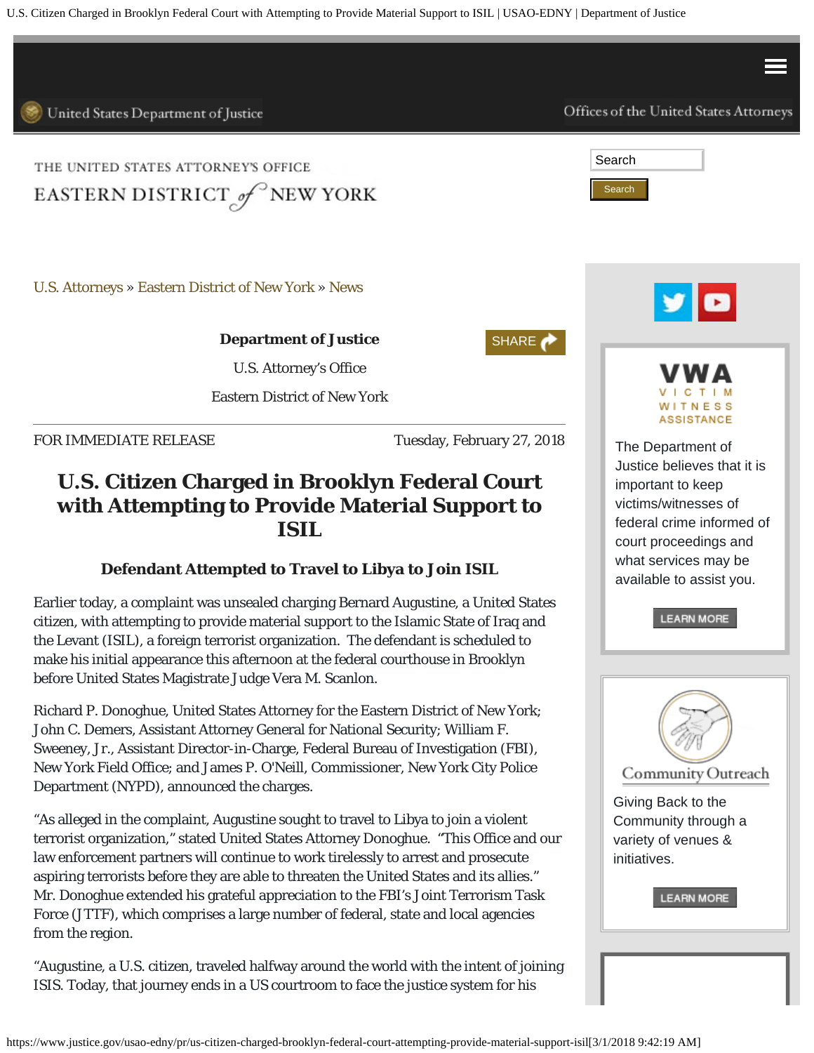U.S. Attorneys » Eastern District of New York » News

**Department of Justice**

U.S. Attorney's Office

Eastern District of New York

FOR IMMEDIATE RELEASE | Tuesday, February 27, 2018

# U.S. Citizen Charged in Brooklyn Federal Court with Attempting to Provide Material Support to ISIL

### Defendant Attempted to Travel to Libya to Join ISIL

Earlier today, a complaint was unsealed charging Bernard Augustine, a United States citizen, with attempting to provide material support to the Islamic State of Iraq and the Levant (ISIL), a foreign terrorist organization. The defendant is scheduled to make his initial appearance this afternoon at the federal courthouse in Brooklyn before United States Magistrate Judge Vera M. Scanlon.

Richard P. Donoghue, United States Attorney for the Eastern District of New York; John C. Demers, Assistant Attorney General for National Security; William F. Sweeney, Jr., Assistant Director-in-Charge, Federal Bureau of Investigation (FBI), New York Field Office; and James P. O'Neill, Commissioner, New York City Police Department (NYPD), announced the charges.

"As alleged in the complaint, Augustine sought to travel to Libya to join a violent terrorist organization," stated United States Attorney Donoghue. "This Office and our law enforcement partners will continue to work tirelessly to arrest and prosecute aspiring terrorists before they are able to threaten the United States and its allies." Mr. Donoghue extended his grateful appreciation to the FBI's Joint Terrorism Task Force (JTTF), which comprises a large number of federal, state and local agencies from the region.

"Augustine, a U.S. citizen, traveled halfway around the world with the intent of joining ISIS. Today, that journey ends in a US courtroom to face the justice system for his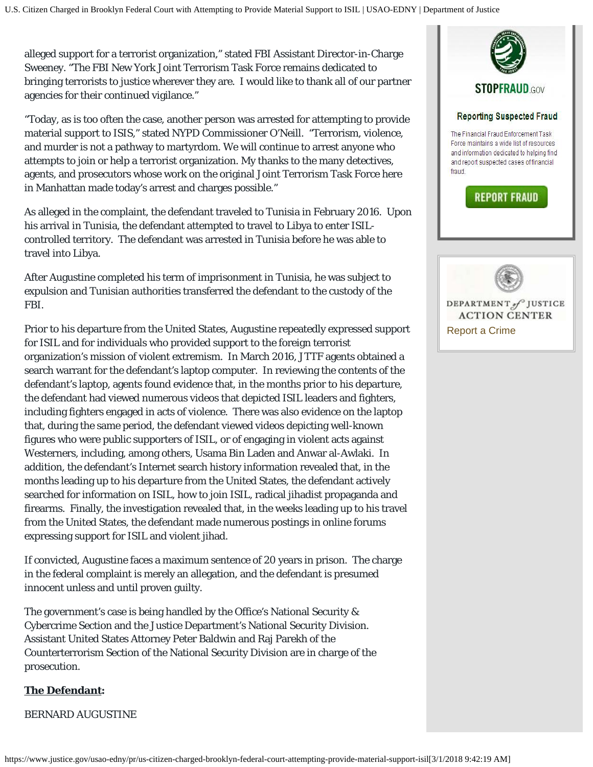alleged support for a terrorist organization," stated FBI Assistant Director-in-Charge Sweeney. "The FBI New York Joint Terrorism Task Force remains dedicated to bringing terrorists to justice wherever they are. I would like to thank all of our partner agencies for their continued vigilance."

"Today, as is too often the case, another person was arrested for attempting to provide material support to ISIS," stated NYPD Commissioner O'Neill. "Terrorism, violence, and murder is not a pathway to martyrdom. We will continue to arrest anyone who attempts to join or help a terrorist organization. My thanks to the many detectives, agents, and prosecutors whose work on the original Joint Terrorism Task Force here in Manhattan made today's arrest and charges possible."

As alleged in the complaint, the defendant traveled to Tunisia in February 2016. Upon his arrival in Tunisia, the defendant attempted to travel to Libya to enter ISIL-controlled territory. The defendant was arrested in Tunisia before he was able to travel into Libya.

After Augustine completed his term of imprisonment in Tunisia, he was subject to expulsion and Tunisian authorities transferred the defendant to the custody of the FBI.

Prior to his departure from the United States, Augustine repeatedly expressed support for ISIL and for individuals who provided support to the foreign terrorist organization's mission of violent extremism. In March 2016, JTTF agents obtained a search warrant for the defendant's laptop computer. In reviewing the contents of the defendant's laptop, agents found evidence that, in the months prior to his departure, the defendant had viewed numerous videos that depicted ISIL leaders and fighters, including fighters engaged in acts of violence. There was also evidence on the laptop that, during the same period, the defendant viewed videos depicting well-known figures who were public supporters of ISIL, or of engaging in violent acts against Westerners, including, among others, Usama Bin Laden and Anwar al-Awlaki. In addition, the defendant's Internet search history information revealed that, in the months leading up to his departure from the United States, the defendant actively searched for information on ISIL, how to join ISIL, radical jihadist propaganda and firearms. Finally, the investigation revealed that, in the weeks leading up to his travel from the United States, the defendant made numerous postings in online forums expressing support for ISIL and violent jihad.

If convicted, Augustine faces a maximum sentence of 20 years in prison. The charge in the federal complaint is merely an allegation, and the defendant is presumed innocent unless and until proven guilty.

The government's case is being handled by the Office's National Security & Cybercrime Section and the Justice Department's National Security Division. Assistant United States Attorney Peter Baldwin and Raj Parekh of the Counterterrorism Section of the National Security Division are in charge of the prosecution.

**The Defendant:**

BERNARD AUGUSTINE

STOPFRAUD.GOV

**Reporting Suspected Fraud**

The Financial Fraud Enforcement Task Force maintains a wide list of resources and information dedicated to helping find and report suspected cases of financial fraud.

REPORT FRAUD

DEPARTMENT of JUSTICE ACTION CENTER

Report a Crime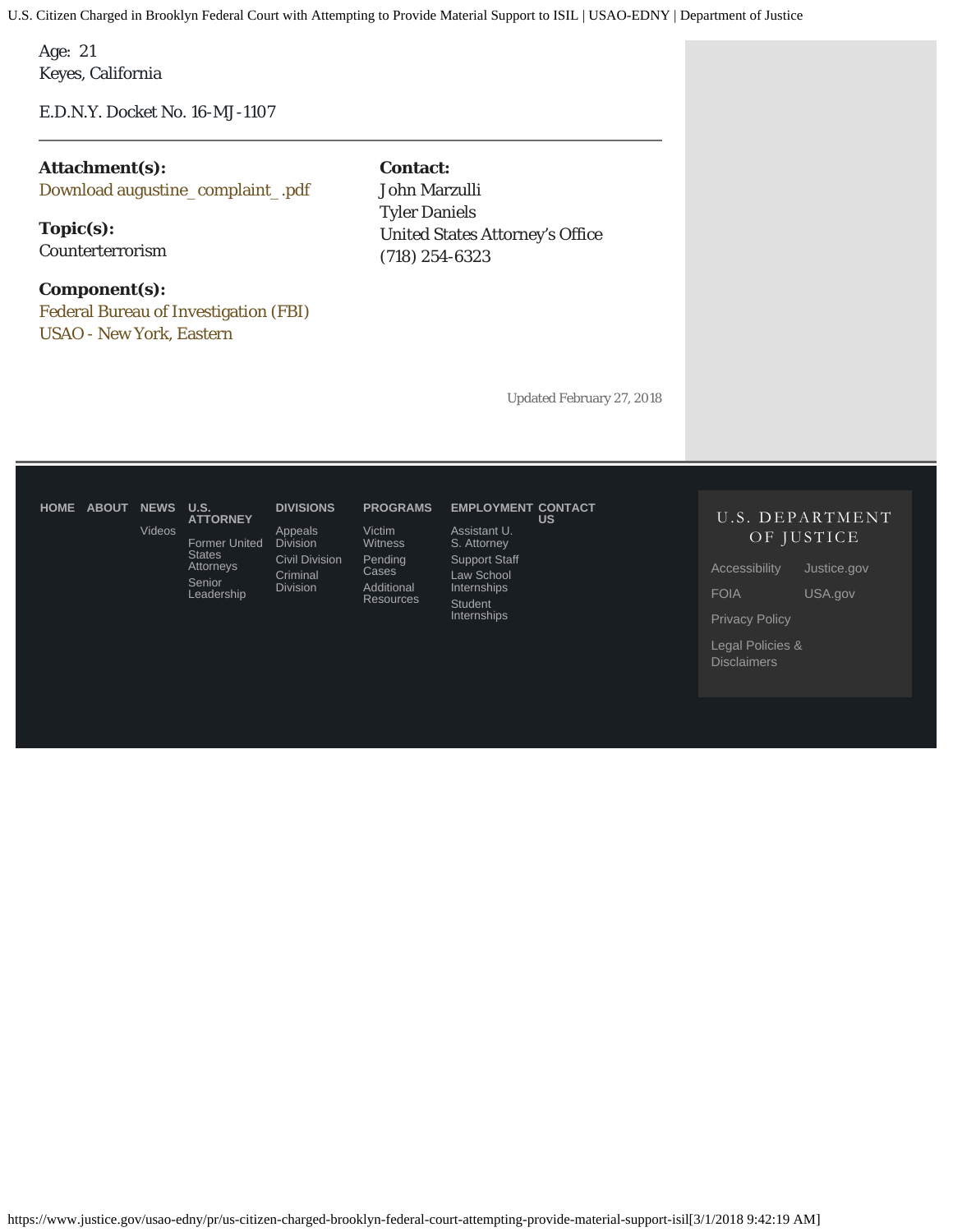Age: 21
Keyes, California

E.D.N.Y. Docket No. 16-MJ-1107

**Attachment(s):**
Download augustine_complaint_.pdf

**Topic(s):**
Counterterrorism

**Component(s):**
Federal Bureau of Investigation (FBI)
USAO - New York, Eastern

**Contact:**
John Marzulli
Tyler Daniels
United States Attorney's Office
(718) 254-6323

Updated February 27, 2018

HOME ABOUT NEWS U.S. ATTORNEY DIVISIONS PROGRAMS EMPLOYMENT CONTACT US

Videos

Former United States Attorneys
Senior Leadership

Appeals Division
Civil Division
Criminal Division

Victim Witness
Pending Cases
Additional Resources

Assistant U. S. Attorney
Support Staff
Law School Internships
Student Internships

U.S. DEPARTMENT OF JUSTICE

Accessibility
Justice.gov
FOIA
USA.gov
Privacy Policy
Legal Policies & Disclaimers